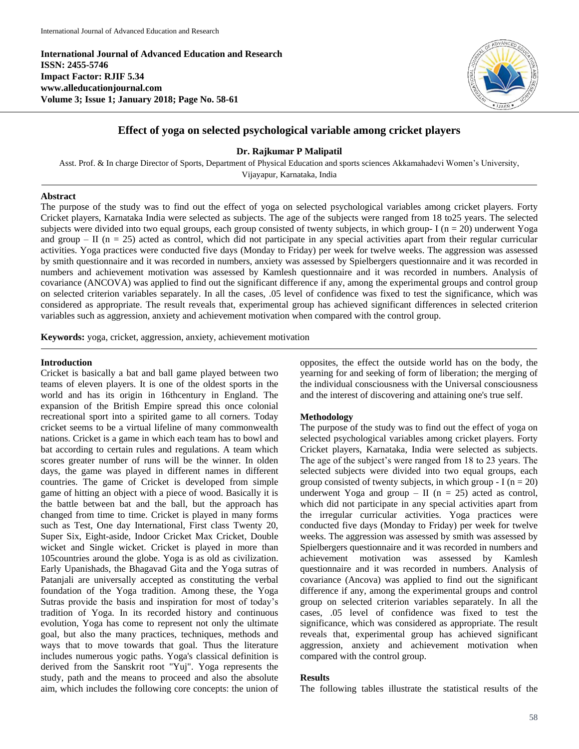**International Journal of Advanced Education and Research**
**ISSN: 2455-5746**
**Impact Factor: RJIF 5.34**
**www.alleducationjournal.com**
**Volume 3; Issue 1; January 2018; Page No. 58-61**

# Effect of yoga on selected psychological variable among cricket players

**Dr. Rajkumar P Malipatil**

Asst. Prof. & In charge Director of Sports, Department of Physical Education and sports sciences Akkamahadevi Women's University, Vijayapur, Karnataka, India

## Abstract

The purpose of the study was to find out the effect of yoga on selected psychological variables among cricket players. Forty Cricket players, Karnataka India were selected as subjects. The age of the subjects were ranged from 18 to25 years. The selected subjects were divided into two equal groups, each group consisted of twenty subjects, in which group- I (n = 20) underwent Yoga and group – II (n = 25) acted as control, which did not participate in any special activities apart from their regular curricular activities. Yoga practices were conducted five days (Monday to Friday) per week for twelve weeks. The aggression was assessed by smith questionnaire and it was recorded in numbers, anxiety was assessed by Spielbergers questionnaire and it was recorded in numbers and achievement motivation was assessed by Kamlesh questionnaire and it was recorded in numbers. Analysis of covariance (ANCOVA) was applied to find out the significant difference if any, among the experimental groups and control group on selected criterion variables separately. In all the cases, .05 level of confidence was fixed to test the significance, which was considered as appropriate. The result reveals that, experimental group has achieved significant differences in selected criterion variables such as aggression, anxiety and achievement motivation when compared with the control group.

**Keywords:** yoga, cricket, aggression, anxiety, achievement motivation

## Introduction

Cricket is basically a bat and ball game played between two teams of eleven players. It is one of the oldest sports in the world and has its origin in 16thcentury in England. The expansion of the British Empire spread this once colonial recreational sport into a spirited game to all corners. Today cricket seems to be a virtual lifeline of many commonwealth nations. Cricket is a game in which each team has to bowl and bat according to certain rules and regulations. A team which scores greater number of runs will be the winner. In olden days, the game was played in different names in different countries. The game of Cricket is developed from simple game of hitting an object with a piece of wood. Basically it is the battle between bat and the ball, but the approach has changed from time to time. Cricket is played in many forms such as Test, One day International, First class Twenty 20, Super Six, Eight-aside, Indoor Cricket Max Cricket, Double wicket and Single wicket. Cricket is played in more than 105countries around the globe. Yoga is as old as civilization. Early Upanishads, the Bhagavad Gita and the Yoga sutras of Patanjali are universally accepted as constituting the verbal foundation of the Yoga tradition. Among these, the Yoga Sutras provide the basis and inspiration for most of today's tradition of Yoga. In its recorded history and continuous evolution, Yoga has come to represent not only the ultimate goal, but also the many practices, techniques, methods and ways that to move towards that goal. Thus the literature includes numerous yogic paths. Yoga's classical definition is derived from the Sanskrit root "Yuj". Yoga represents the study, path and the means to proceed and also the absolute aim, which includes the following core concepts: the union of opposites, the effect the outside world has on the body, the yearning for and seeking of form of liberation; the merging of the individual consciousness with the Universal consciousness and the interest of discovering and attaining one's true self.

## Methodology

The purpose of the study was to find out the effect of yoga on selected psychological variables among cricket players. Forty Cricket players, Karnataka, India were selected as subjects. The age of the subject's were ranged from 18 to 23 years. The selected subjects were divided into two equal groups, each group consisted of twenty subjects, in which group - I (n = 20) underwent Yoga and group – II (n = 25) acted as control, which did not participate in any special activities apart from the irregular curricular activities. Yoga practices were conducted five days (Monday to Friday) per week for twelve weeks. The aggression was assessed by smith was assessed by Spielbergers questionnaire and it was recorded in numbers and achievement motivation was assessed by Kamlesh questionnaire and it was recorded in numbers. Analysis of covariance (Ancova) was applied to find out the significant difference if any, among the experimental groups and control group on selected criterion variables separately. In all the cases, .05 level of confidence was fixed to test the significance, which was considered as appropriate. The result reveals that, experimental group has achieved significant aggression, anxiety and achievement motivation when compared with the control group.

## Results

The following tables illustrate the statistical results of the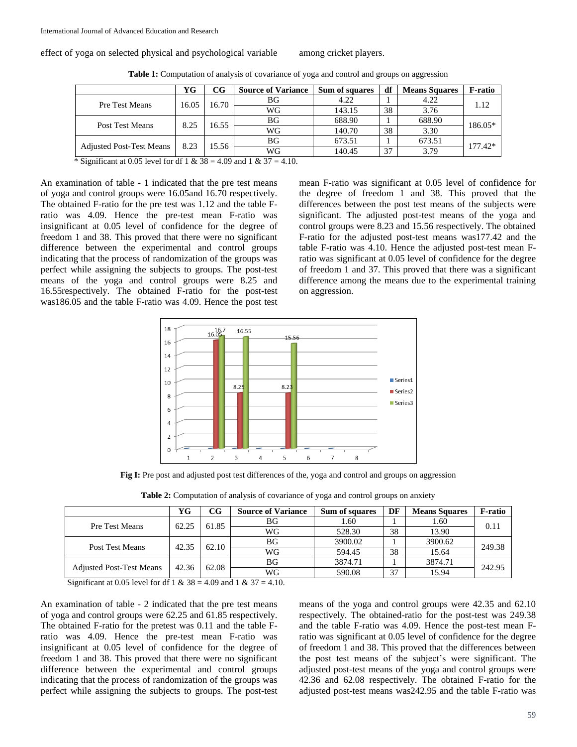effect of yoga on selected physical and psychological variable among cricket players.

**Table 1:** Computation of analysis of covariance of yoga and control and groups on aggression

| | YG | CG | Source of Variance | Sum of squares | df | Means Squares | F-ratio |
|---|---|---|---|---|---|---|---|
| Pre Test Means | 16.05 | 16.70 | BG | 4.22 | 1 | 4.22 | 1.12 |
| | | | WG | 143.15 | 38 | 3.76 | |
| Post Test Means | 8.25 | 16.55 | BG | 688.90 | 1 | 688.90 | 186.05* |
| | | | WG | 140.70 | 38 | 3.30 | |
| Adjusted Post-Test Means | 8.23 | 15.56 | BG | 673.51 | 1 | 673.51 | 177.42* |
| | | | WG | 140.45 | 37 | 3.79 | |

\* Significant at 0.05 level for df 1 & 38 = 4.09 and 1 & 37 = 4.10.

An examination of table - 1 indicated that the pre test means of yoga and control groups were 16.05and 16.70 respectively. The obtained F-ratio for the pre test was 1.12 and the table F-ratio was 4.09. Hence the pre-test mean F-ratio was insignificant at 0.05 level of confidence for the degree of freedom 1 and 38. This proved that there were no significant difference between the experimental and control groups indicating that the process of randomization of the groups was perfect while assigning the subjects to groups. The post-test means of the yoga and control groups were 8.25 and 16.55respectively. The obtained F-ratio for the post-test was186.05 and the table F-ratio was 4.09. Hence the post test mean F-ratio was significant at 0.05 level of confidence for the degree of freedom 1 and 38. This proved that the differences between the post test means of the subjects were significant. The adjusted post-test means of the yoga and control groups were 8.23 and 15.56 respectively. The obtained F-ratio for the adjusted post-test means was177.42 and the table F-ratio was 4.10. Hence the adjusted post-test mean F-ratio was significant at 0.05 level of confidence for the degree of freedom 1 and 37. This proved that there was a significant difference among the means due to the experimental training on aggression.

**Fig I:** Pre post and adjusted post test differences of the, yoga and control and groups on aggression

**Table 2:** Computation of analysis of covariance of yoga and control groups on anxiety

| | YG | CG | Source of Variance | Sum of squares | DF | Means Squares | F-ratio |
|---|---|---|---|---|---|---|---|
| Pre Test Means | 62.25 | 61.85 | BG | 1.60 | 1 | 1.60 | 0.11 |
| | | | WG | 528.30 | 38 | 13.90 | |
| Post Test Means | 42.35 | 62.10 | BG | 3900.02 | 1 | 3900.62 | 249.38 |
| | | | WG | 594.45 | 38 | 15.64 | |
| Adjusted Post-Test Means | 42.36 | 62.08 | BG | 3874.71 | 1 | 3874.71 | 242.95 |
| | | | WG | 590.08 | 37 | 15.94 | |

Significant at 0.05 level for df 1 & 38 = 4.09 and 1 & 37 = 4.10.

An examination of table - 2 indicated that the pre test means of yoga and control groups were 62.25 and 61.85 respectively. The obtained F-ratio for the pretest was 0.11 and the table F-ratio was 4.09. Hence the pre-test mean F-ratio was insignificant at 0.05 level of confidence for the degree of freedom 1 and 38. This proved that there were no significant difference between the experimental and control groups indicating that the process of randomization of the groups was perfect while assigning the subjects to groups. The post-test means of the yoga and control groups were 42.35 and 62.10 respectively. The obtained-ratio for the post-test was 249.38 and the table F-ratio was 4.09. Hence the post-test mean F-ratio was significant at 0.05 level of confidence for the degree of freedom 1 and 38. This proved that the differences between the post test means of the subject's were significant. The adjusted post-test means of the yoga and control groups were 42.36 and 62.08 respectively. The obtained F-ratio for the adjusted post-test means was242.95 and the table F-ratio was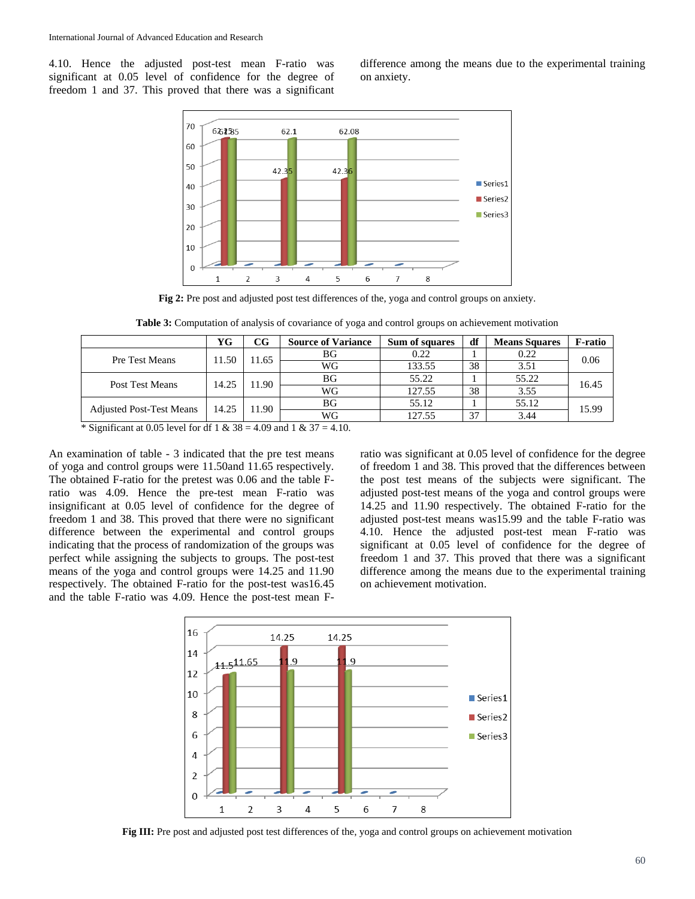4.10. Hence the adjusted post-test mean F-ratio was significant at 0.05 level of confidence for the degree of freedom 1 and 37. This proved that there was a significant difference among the means due to the experimental training on anxiety.

**Fig 2:** Pre post and adjusted post test differences of the, yoga and control groups on anxiety.

**Table 3:** Computation of analysis of covariance of yoga and control groups on achievement motivation

| | YG | CG | Source of Variance | Sum of squares | df | Means Squares | F-ratio |
|---|---|---|---|---|---|---|---|
| Pre Test Means | 11.50 | 11.65 | BG | 0.22 | 1 | 0.22 | 0.06 |
| | | | WG | 133.55 | 38 | 3.51 | |
| Post Test Means | 14.25 | 11.90 | BG | 55.22 | 1 | 55.22 | 16.45 |
| | | | WG | 127.55 | 38 | 3.55 | |
| Adjusted Post-Test Means | 14.25 | 11.90 | BG | 55.12 | 1 | 55.12 | 15.99 |
| | | | WG | 127.55 | 37 | 3.44 | |

\* Significant at 0.05 level for df 1 & 38 = 4.09 and 1 & 37 = 4.10.

An examination of table - 3 indicated that the pre test means of yoga and control groups were 11.50and 11.65 respectively. The obtained F-ratio for the pretest was 0.06 and the table F-ratio was 4.09. Hence the pre-test mean F-ratio was insignificant at 0.05 level of confidence for the degree of freedom 1 and 38. This proved that there were no significant difference between the experimental and control groups indicating that the process of randomization of the groups was perfect while assigning the subjects to groups. The post-test means of the yoga and control groups were 14.25 and 11.90 respectively. The obtained F-ratio for the post-test was16.45 and the table F-ratio was 4.09. Hence the post-test mean F-ratio was significant at 0.05 level of confidence for the degree of freedom 1 and 38. This proved that the differences between the post test means of the subjects were significant. The adjusted post-test means of the yoga and control groups were 14.25 and 11.90 respectively. The obtained F-ratio for the adjusted post-test means was15.99 and the table F-ratio was 4.10. Hence the adjusted post-test mean F-ratio was significant at 0.05 level of confidence for the degree of freedom 1 and 37. This proved that there was a significant difference among the means due to the experimental training on achievement motivation.

**Fig III:** Pre post and adjusted post test differences of the, yoga and control groups on achievement motivation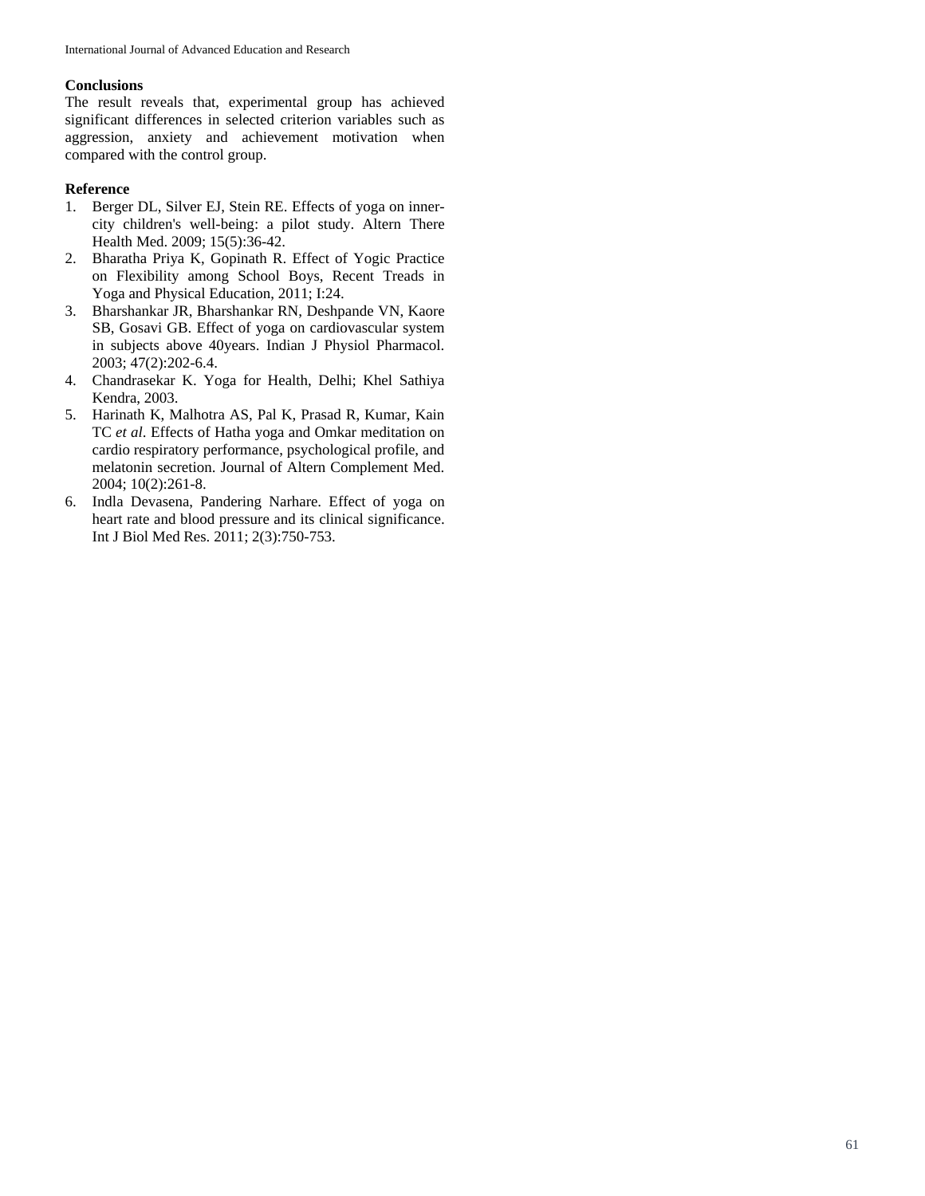## Conclusions

The result reveals that, experimental group has achieved significant differences in selected criterion variables such as aggression, anxiety and achievement motivation when compared with the control group.

## Reference

1. Berger DL, Silver EJ, Stein RE. Effects of yoga on inner-city children's well-being: a pilot study. Altern There Health Med. 2009; 15(5):36-42.
2. Bharatha Priya K, Gopinath R. Effect of Yogic Practice on Flexibility among School Boys, Recent Treads in Yoga and Physical Education, 2011; I:24.
3. Bharshankar JR, Bharshankar RN, Deshpande VN, Kaore SB, Gosavi GB. Effect of yoga on cardiovascular system in subjects above 40years. Indian J Physiol Pharmacol. 2003; 47(2):202-6.4.
4. Chandrasekar K. Yoga for Health, Delhi; Khel Sathiya Kendra, 2003.
5. Harinath K, Malhotra AS, Pal K, Prasad R, Kumar, Kain TC *et al*. Effects of Hatha yoga and Omkar meditation on cardio respiratory performance, psychological profile, and melatonin secretion. Journal of Altern Complement Med. 2004; 10(2):261-8.
6. Indla Devasena, Pandering Narhare. Effect of yoga on heart rate and blood pressure and its clinical significance. Int J Biol Med Res. 2011; 2(3):750-753.